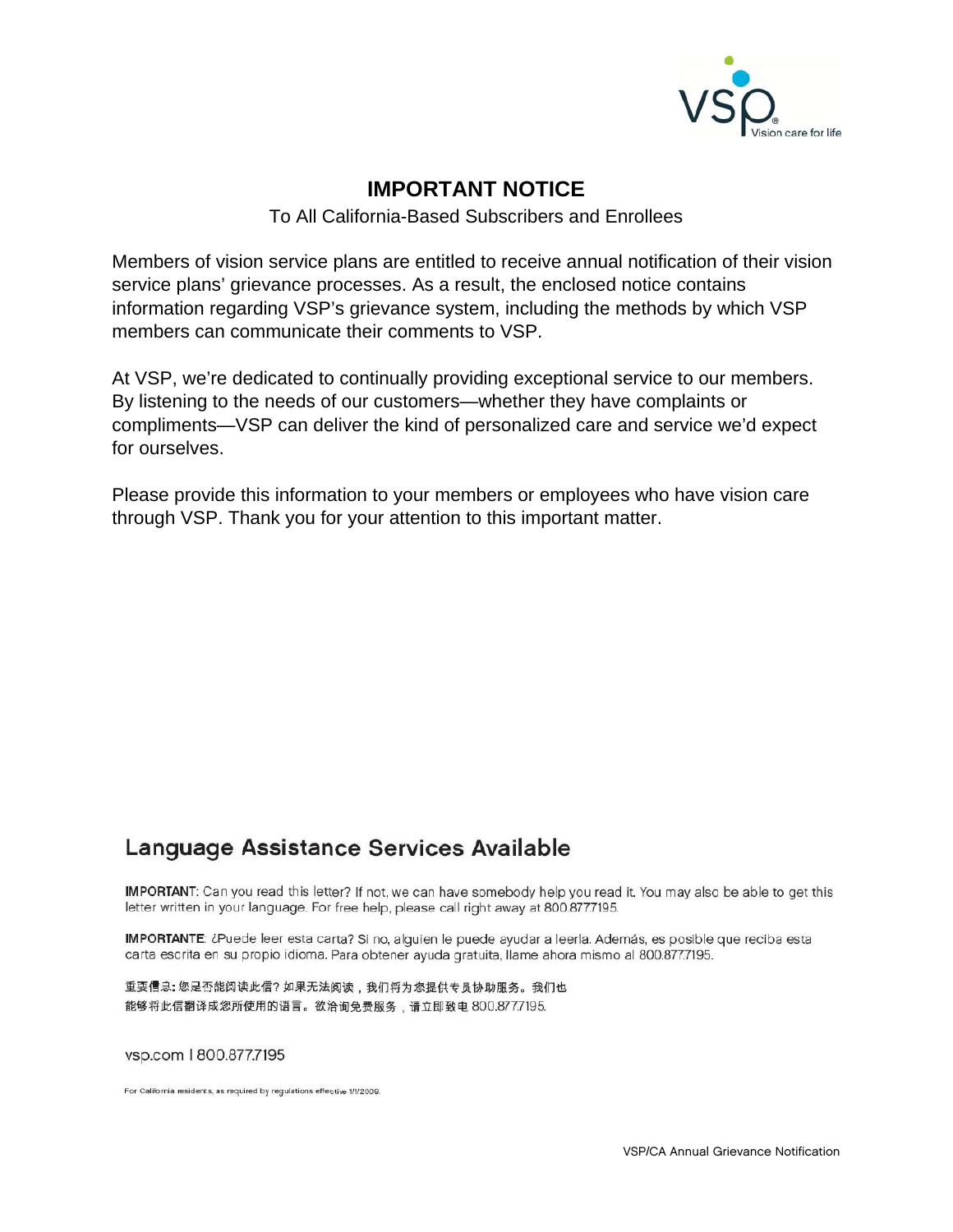# IMPORTANT NOTICE

To All California-Based Subscribers and Enrollees

Members of vision service plans are entitled to receive annual notification of their vision service plans' grievance processes. As a result, the enclosed notice contains information regarding VSP's grievance system, including the methods by which VSP members can communicate their comments to VSP.

At VSP, we're dedicated to continually providing exceptional service to our members. By listening to the needs of our customers—whether they have complaints or compliments—VSP can deliver the kind of personalized care and service we'd expect for ourselves.

Please provide this information to your members or employees who have vision care through VSP. Thank you for your attention to this important matter.

## Language Assistance Services Available

**IMPORTANT**: Can you read this letter? If not, we can have somebody help you read it. You may also be able to get this letter written in your language. For free help, please call right away at 800.877.7195.

**IMPORTANTE**: ¿Puede leer esta carta? Si no, alguien le puede ayudar a leerla. Además, es posible que reciba esta carta escrita en su propio idioma. Para obtener ayuda gratuita, llame ahora mismo al 800.877.7195.

**重要信息:** 您是否能阅读此信？如果无法阅读，我们将为您提供专员协助服务。我们也能够将此信翻译成您所使用的语言。欲洽询免费服务，请立即致电 800.877.7195.

vsp.com | 800.877.7195

For California residents, as required by regulations effective 1/1/2009.

VSP/CA Annual Grievance Notification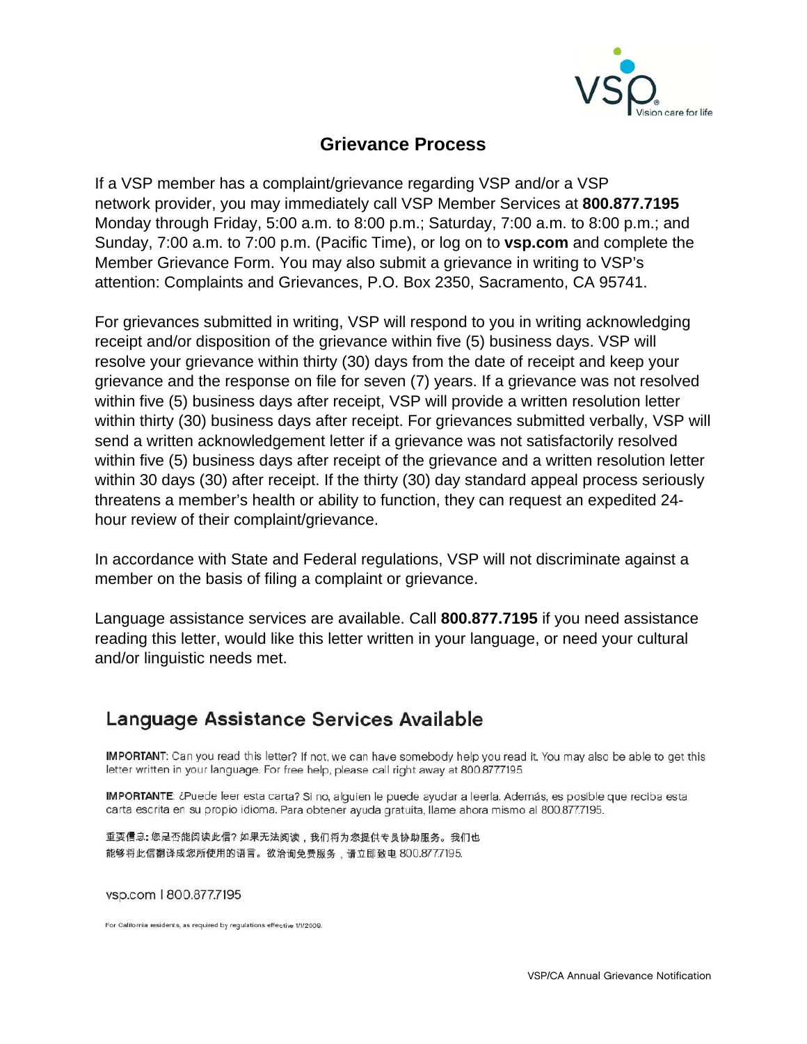# Grievance Process

If a VSP member has a complaint/grievance regarding VSP and/or a VSP network provider, you may immediately call VSP Member Services at **800.877.7195** Monday through Friday, 5:00 a.m. to 8:00 p.m.; Saturday, 7:00 a.m. to 8:00 p.m.; and Sunday, 7:00 a.m. to 7:00 p.m. (Pacific Time), or log on to **vsp.com** and complete the Member Grievance Form. You may also submit a grievance in writing to VSP's attention: Complaints and Grievances, P.O. Box 2350, Sacramento, CA 95741.

For grievances submitted in writing, VSP will respond to you in writing acknowledging receipt and/or disposition of the grievance within five (5) business days. VSP will resolve your grievance within thirty (30) days from the date of receipt and keep your grievance and the response on file for seven (7) years. If a grievance was not resolved within five (5) business days after receipt, VSP will provide a written resolution letter within thirty (30) business days after receipt. For grievances submitted verbally, VSP will send a written acknowledgement letter if a grievance was not satisfactorily resolved within five (5) business days after receipt of the grievance and a written resolution letter within 30 days (30) after receipt. If the thirty (30) day standard appeal process seriously threatens a member's health or ability to function, they can request an expedited 24-hour review of their complaint/grievance.

In accordance with State and Federal regulations, VSP will not discriminate against a member on the basis of filing a complaint or grievance.

Language assistance services are available. Call **800.877.7195** if you need assistance reading this letter, would like this letter written in your language, or need your cultural and/or linguistic needs met.

## Language Assistance Services Available

**IMPORTANT**: Can you read this letter? If not, we can have somebody help you read it. You may also be able to get this letter written in your language. For free help, please call right away at 800.877.7195.

**IMPORTANTE**: ¿Puede leer esta carta? Si no, alguien le puede ayudar a leerla. Además, es posible que reciba esta carta escrita en su propio idioma. Para obtener ayuda gratuita, llame ahora mismo al 800.877.7195.

**重要信息：**您是否能阅读此信？如果无法阅读，我们将为您提供专员协助服务。我们也能够将此信翻译成您所使用的语言。欲洽询免费服务，请立即致电 800.877.7195.

vsp.com | 800.877.7195

For California residents, as required by regulations effective 1/1/2009.

VSP/CA Annual Grievance Notification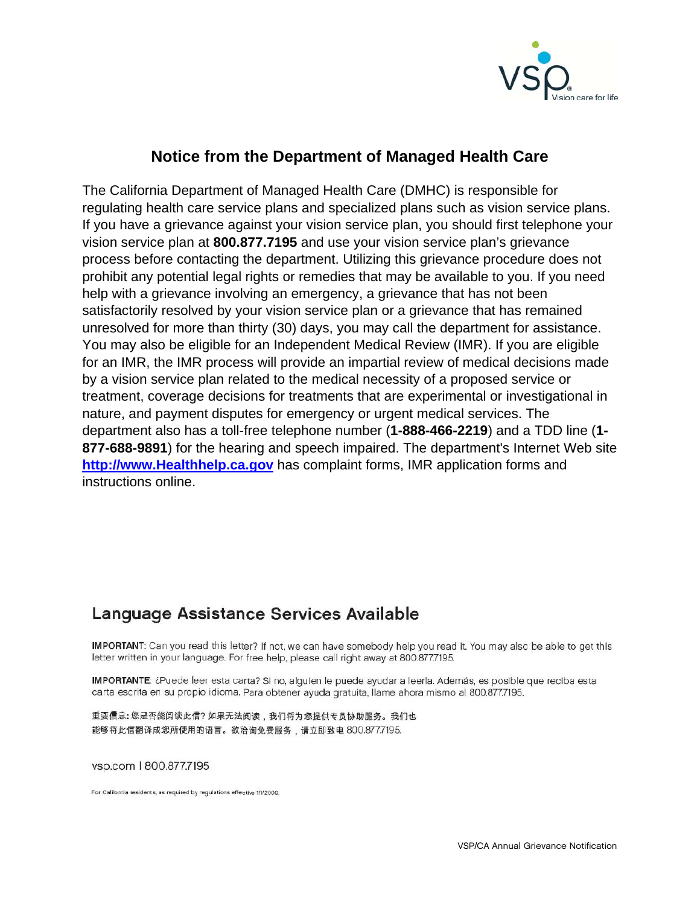# Notice from the Department of Managed Health Care

The California Department of Managed Health Care (DMHC) is responsible for regulating health care service plans and specialized plans such as vision service plans. If you have a grievance against your vision service plan, you should first telephone your vision service plan at **800.877.7195** and use your vision service plan's grievance process before contacting the department. Utilizing this grievance procedure does not prohibit any potential legal rights or remedies that may be available to you. If you need help with a grievance involving an emergency, a grievance that has not been satisfactorily resolved by your vision service plan or a grievance that has remained unresolved for more than thirty (30) days, you may call the department for assistance. You may also be eligible for an Independent Medical Review (IMR). If you are eligible for an IMR, the IMR process will provide an impartial review of medical decisions made by a vision service plan related to the medical necessity of a proposed service or treatment, coverage decisions for treatments that are experimental or investigational in nature, and payment disputes for emergency or urgent medical services. The department also has a toll-free telephone number (**1-888-466-2219**) and a TDD line (**1-877-688-9891**) for the hearing and speech impaired. The department's Internet Web site **http://www.Healthhelp.ca.gov** has complaint forms, IMR application forms and instructions online.

## Language Assistance Services Available

**IMPORTANT**: Can you read this letter? If not, we can have somebody help you read it. You may also be able to get this letter written in your language. For free help, please call right away at 800.877.7195.

**IMPORTANTE**: ¿Puede leer esta carta? Si no, alguien le puede ayudar a leerla. Además, es posible que reciba esta carta escrita en su propio idioma. Para obtener ayuda gratuita, llame ahora mismo al 800.877.7195.

**重要信息**: 您是否能阅读此信？如果无法阅读，我们将为您提供专员协助服务。我们也能够将此信翻译成您所使用的语言。欲洽询免费服务，请立即致电 800.877.7195.

vsp.com | 800.877.7195

For California residents, as required by regulations effective 1/1/2009.

VSP/CA Annual Grievance Notification